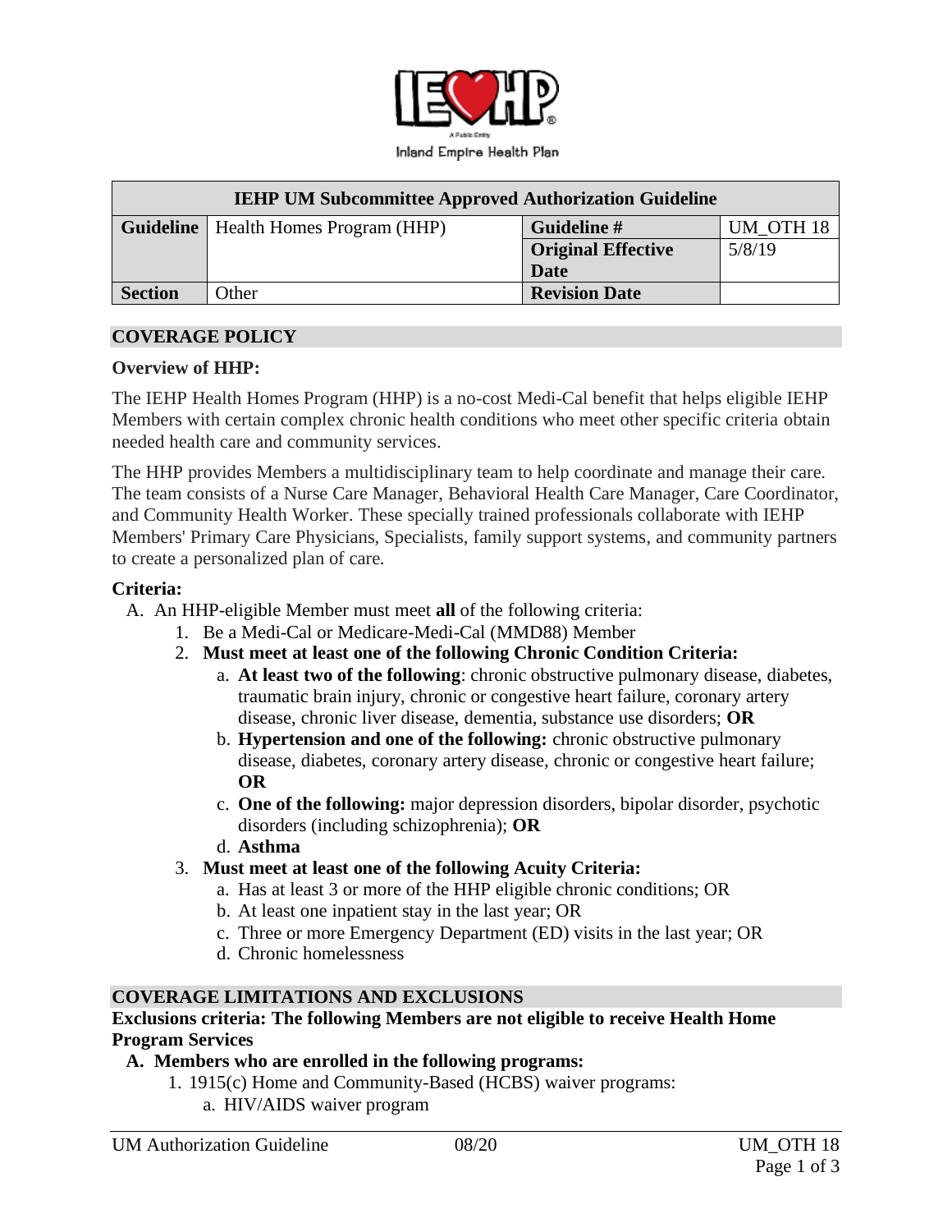Inland Empire Health Plan

| IEHP UM Subcommittee Approved Authorization Guideline | | | |
|---|---|---|---|
| **Guideline** | Health Homes Program (HHP) | **Guideline #** | UM_OTH 18 |
| | | **Original Effective Date** | 5/8/19 |
| **Section** | Other | **Revision Date** | |

## COVERAGE POLICY

**Overview of HHP:**

The IEHP Health Homes Program (HHP) is a no-cost Medi-Cal benefit that helps eligible IEHP Members with certain complex chronic health conditions who meet other specific criteria obtain needed health care and community services.

The HHP provides Members a multidisciplinary team to help coordinate and manage their care. The team consists of a Nurse Care Manager, Behavioral Health Care Manager, Care Coordinator, and Community Health Worker. These specially trained professionals collaborate with IEHP Members' Primary Care Physicians, Specialists, family support systems, and community partners to create a personalized plan of care.

**Criteria:**

A. An HHP-eligible Member must meet **all** of the following criteria:
   1. Be a Medi-Cal or Medicare-Medi-Cal (MMD88) Member
   2. **Must meet at least one of the following Chronic Condition Criteria:**
      a. **At least two of the following**: chronic obstructive pulmonary disease, diabetes, traumatic brain injury, chronic or congestive heart failure, coronary artery disease, chronic liver disease, dementia, substance use disorders; **OR**
      b. **Hypertension and one of the following:** chronic obstructive pulmonary disease, diabetes, coronary artery disease, chronic or congestive heart failure; **OR**
      c. **One of the following:** major depression disorders, bipolar disorder, psychotic disorders (including schizophrenia); **OR**
      d. **Asthma**
   3. **Must meet at least one of the following Acuity Criteria:**
      a. Has at least 3 or more of the HHP eligible chronic conditions; OR
      b. At least one inpatient stay in the last year; OR
      c. Three or more Emergency Department (ED) visits in the last year; OR
      d. Chronic homelessness

## COVERAGE LIMITATIONS AND EXCLUSIONS

**Exclusions criteria: The following Members are not eligible to receive Health Home Program Services**

**A. Members who are enrolled in the following programs:**
   1. 1915(c) Home and Community-Based (HCBS) waiver programs:
      a. HIV/AIDS waiver program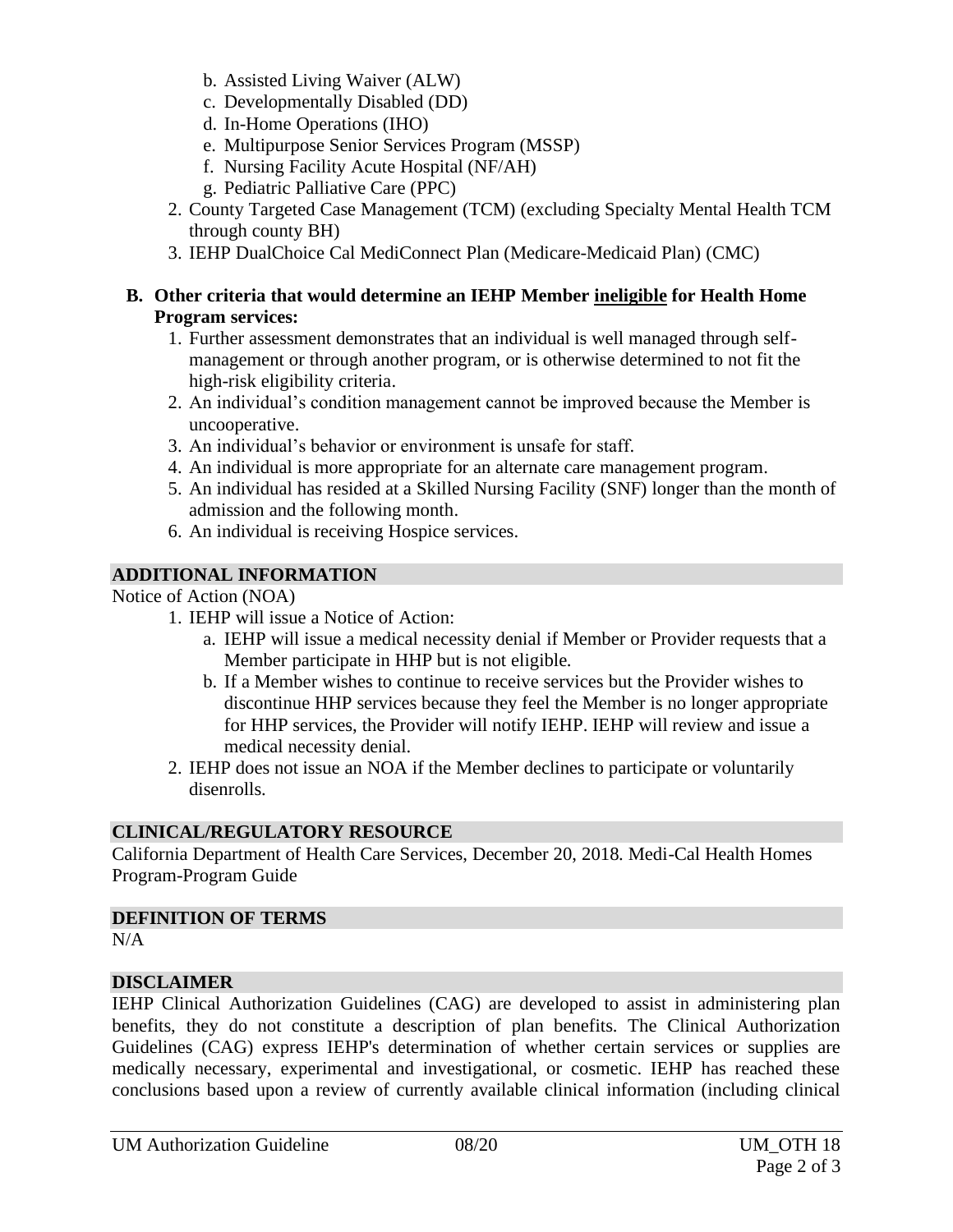b. Assisted Living Waiver (ALW)
   c. Developmentally Disabled (DD)
   d. In-Home Operations (IHO)
   e. Multipurpose Senior Services Program (MSSP)
   f. Nursing Facility Acute Hospital (NF/AH)
   g. Pediatric Palliative Care (PPC)
2. County Targeted Case Management (TCM) (excluding Specialty Mental Health TCM through county BH)
3. IEHP DualChoice Cal MediConnect Plan (Medicare-Medicaid Plan) (CMC)

**B. Other criteria that would determine an IEHP Member <u>ineligible</u> for Health Home Program services:**

1. Further assessment demonstrates that an individual is well managed through self-management or through another program, or is otherwise determined to not fit the high-risk eligibility criteria.
2. An individual's condition management cannot be improved because the Member is uncooperative.
3. An individual's behavior or environment is unsafe for staff.
4. An individual is more appropriate for an alternate care management program.
5. An individual has resided at a Skilled Nursing Facility (SNF) longer than the month of admission and the following month.
6. An individual is receiving Hospice services.

## ADDITIONAL INFORMATION

Notice of Action (NOA)

1. IEHP will issue a Notice of Action:
   a. IEHP will issue a medical necessity denial if Member or Provider requests that a Member participate in HHP but is not eligible.
   b. If a Member wishes to continue to receive services but the Provider wishes to discontinue HHP services because they feel the Member is no longer appropriate for HHP services, the Provider will notify IEHP. IEHP will review and issue a medical necessity denial.
2. IEHP does not issue an NOA if the Member declines to participate or voluntarily disenrolls.

## CLINICAL/REGULATORY RESOURCE

California Department of Health Care Services, December 20, 2018. Medi-Cal Health Homes Program-Program Guide

## DEFINITION OF TERMS

N/A

## DISCLAIMER

IEHP Clinical Authorization Guidelines (CAG) are developed to assist in administering plan benefits, they do not constitute a description of plan benefits. The Clinical Authorization Guidelines (CAG) express IEHP's determination of whether certain services or supplies are medically necessary, experimental and investigational, or cosmetic. IEHP has reached these conclusions based upon a review of currently available clinical information (including clinical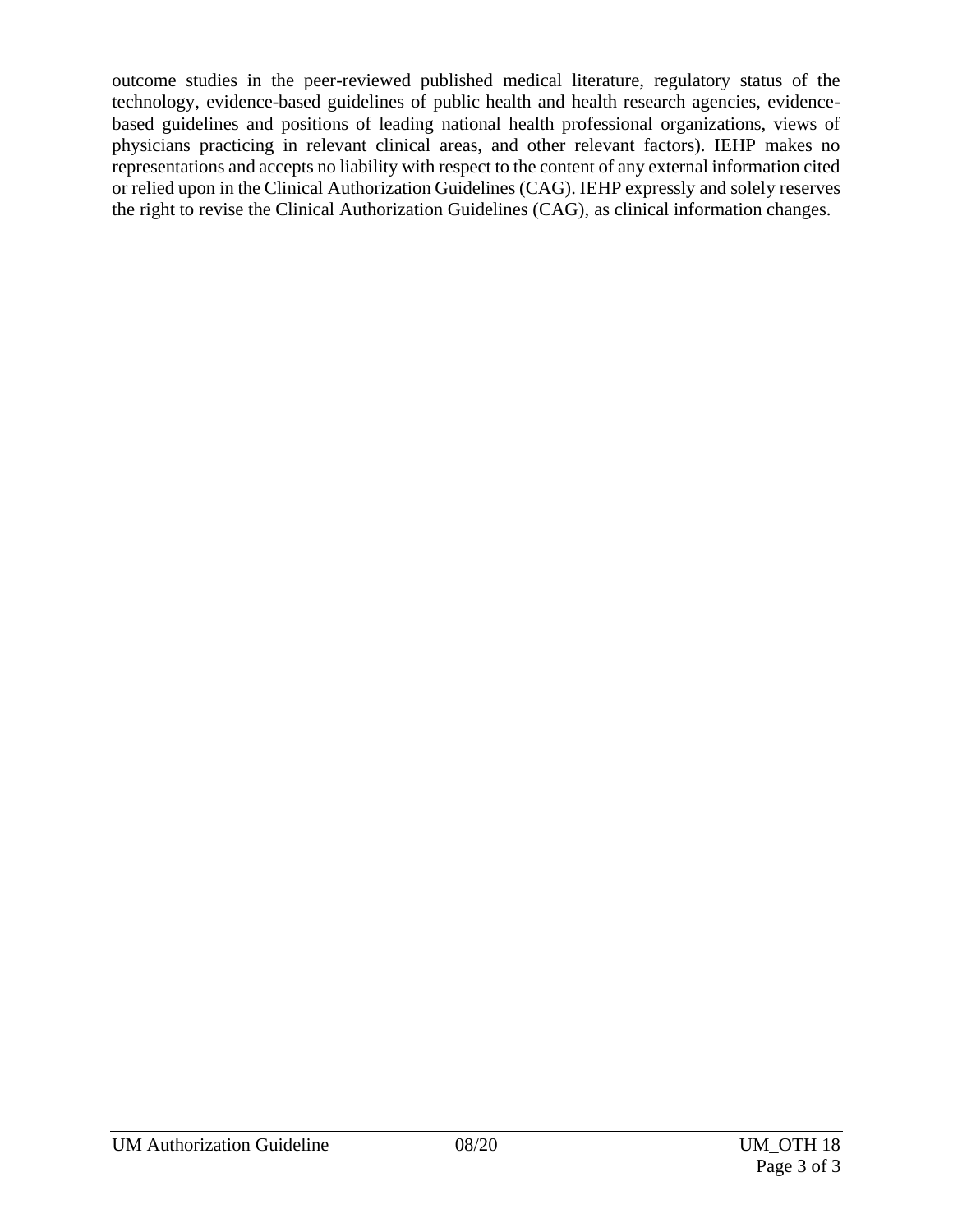outcome studies in the peer-reviewed published medical literature, regulatory status of the technology, evidence-based guidelines of public health and health research agencies, evidence-based guidelines and positions of leading national health professional organizations, views of physicians practicing in relevant clinical areas, and other relevant factors). IEHP makes no representations and accepts no liability with respect to the content of any external information cited or relied upon in the Clinical Authorization Guidelines (CAG). IEHP expressly and solely reserves the right to revise the Clinical Authorization Guidelines (CAG), as clinical information changes.